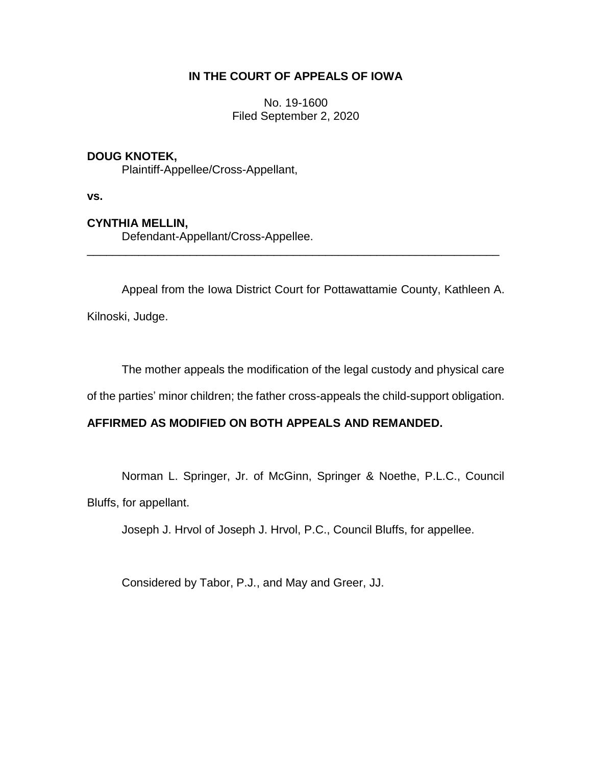**IN THE COURT OF APPEALS OF IOWA**

No. 19-1600
Filed September 2, 2020

**DOUG KNOTEK,**
Plaintiff-Appellee/Cross-Appellant,

**vs.**

**CYNTHIA MELLIN,**
Defendant-Appellant/Cross-Appellee.

---

Appeal from the Iowa District Court for Pottawattamie County, Kathleen A. Kilnoski, Judge.

The mother appeals the modification of the legal custody and physical care of the parties' minor children; the father cross-appeals the child-support obligation.

**AFFIRMED AS MODIFIED ON BOTH APPEALS AND REMANDED.**

Norman L. Springer, Jr. of McGinn, Springer & Noethe, P.L.C., Council Bluffs, for appellant.

Joseph J. Hrvol of Joseph J. Hrvol, P.C., Council Bluffs, for appellee.

Considered by Tabor, P.J., and May and Greer, JJ.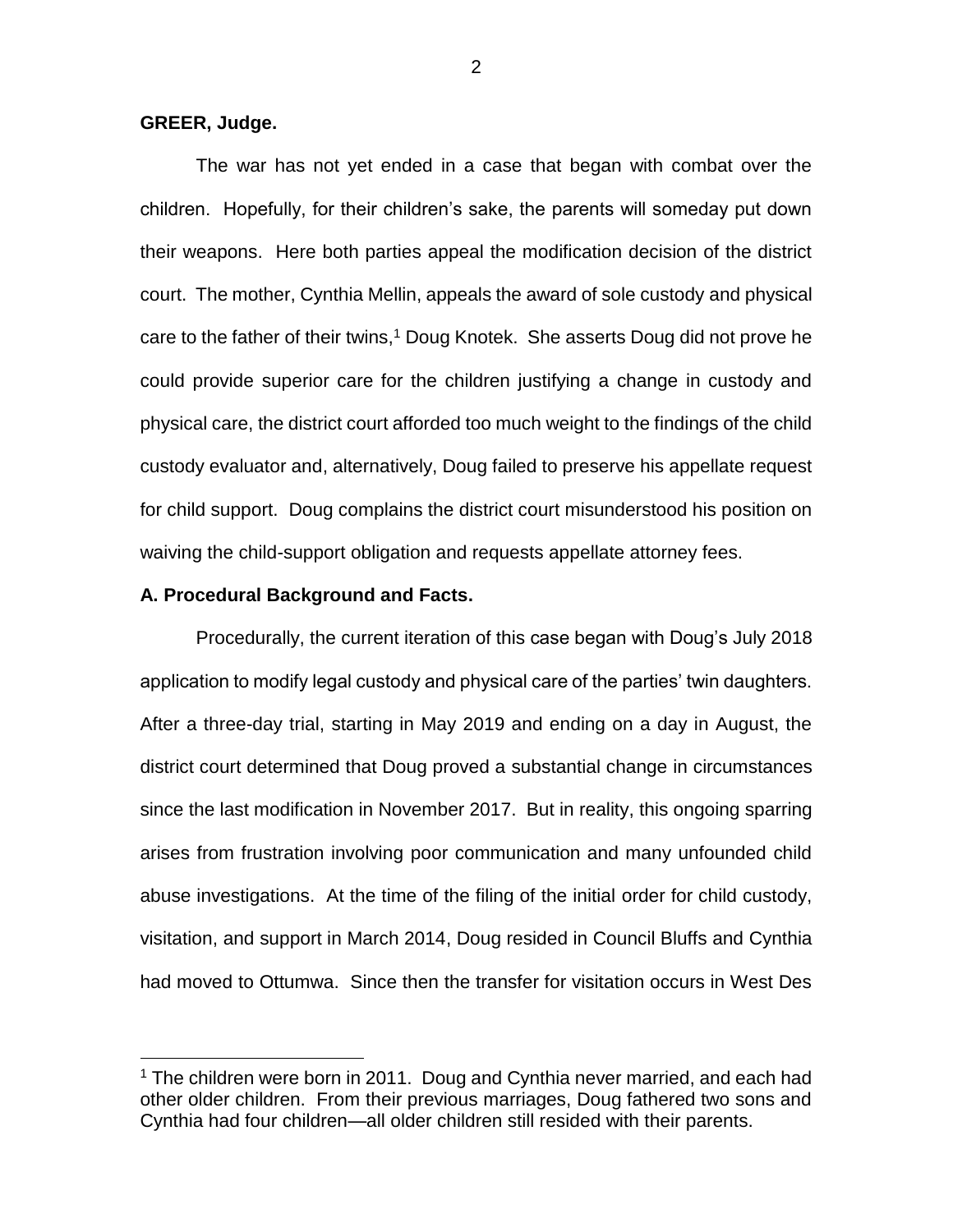**GREER, Judge.**

The war has not yet ended in a case that began with combat over the children. Hopefully, for their children's sake, the parents will someday put down their weapons. Here both parties appeal the modification decision of the district court. The mother, Cynthia Mellin, appeals the award of sole custody and physical care to the father of their twins,[1] Doug Knotek. She asserts Doug did not prove he could provide superior care for the children justifying a change in custody and physical care, the district court afforded too much weight to the findings of the child custody evaluator and, alternatively, Doug failed to preserve his appellate request for child support. Doug complains the district court misunderstood his position on waiving the child-support obligation and requests appellate attorney fees.

**A. Procedural Background and Facts.**

Procedurally, the current iteration of this case began with Doug's July 2018 application to modify legal custody and physical care of the parties' twin daughters. After a three-day trial, starting in May 2019 and ending on a day in August, the district court determined that Doug proved a substantial change in circumstances since the last modification in November 2017. But in reality, this ongoing sparring arises from frustration involving poor communication and many unfounded child abuse investigations. At the time of the filing of the initial order for child custody, visitation, and support in March 2014, Doug resided in Council Bluffs and Cynthia had moved to Ottumwa. Since then the transfer for visitation occurs in West Des

[1] The children were born in 2011. Doug and Cynthia never married, and each had other older children. From their previous marriages, Doug fathered two sons and Cynthia had four children—all older children still resided with their parents.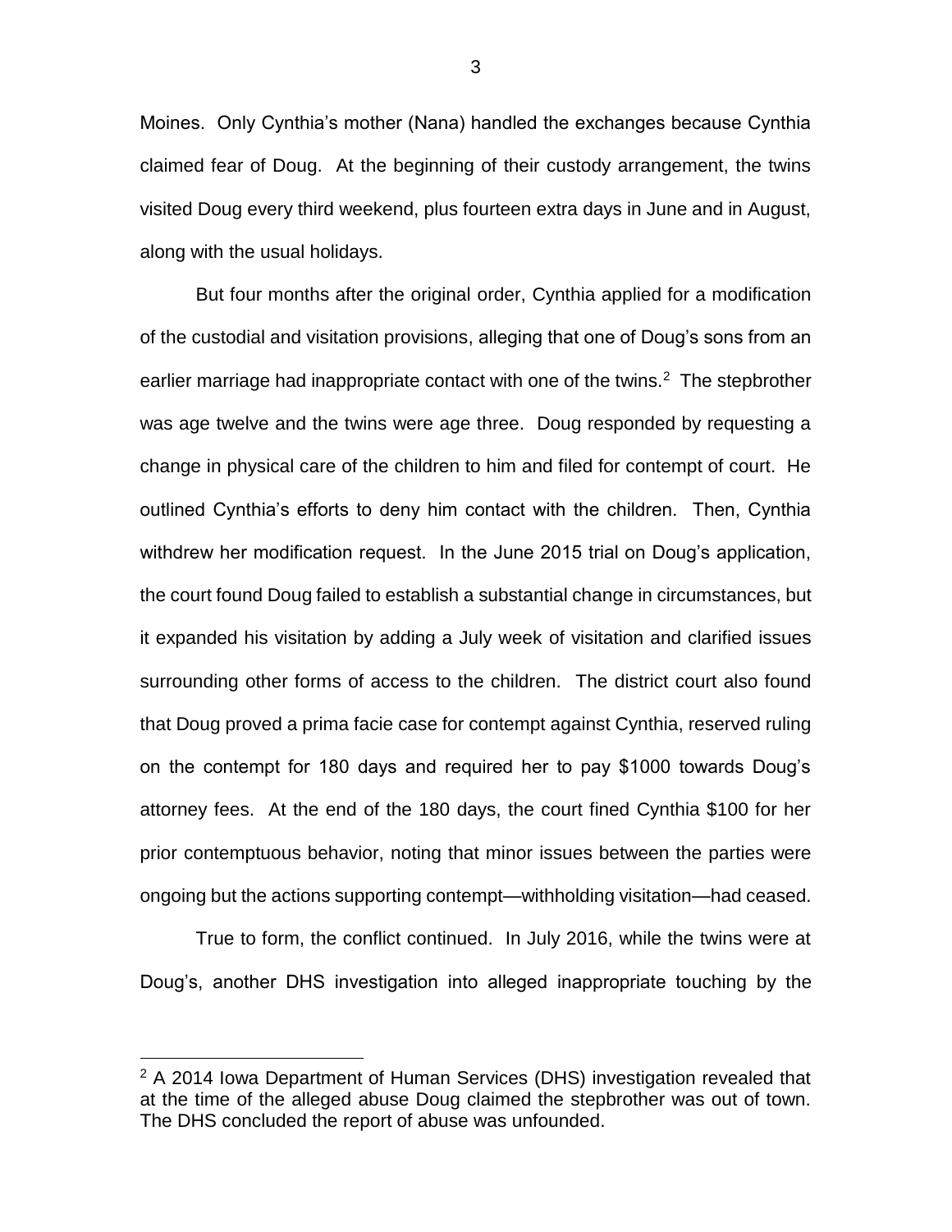Moines. Only Cynthia's mother (Nana) handled the exchanges because Cynthia claimed fear of Doug. At the beginning of their custody arrangement, the twins visited Doug every third weekend, plus fourteen extra days in June and in August, along with the usual holidays.

But four months after the original order, Cynthia applied for a modification of the custodial and visitation provisions, alleging that one of Doug's sons from an earlier marriage had inappropriate contact with one of the twins.[2] The stepbrother was age twelve and the twins were age three. Doug responded by requesting a change in physical care of the children to him and filed for contempt of court. He outlined Cynthia's efforts to deny him contact with the children. Then, Cynthia withdrew her modification request. In the June 2015 trial on Doug's application, the court found Doug failed to establish a substantial change in circumstances, but it expanded his visitation by adding a July week of visitation and clarified issues surrounding other forms of access to the children. The district court also found that Doug proved a prima facie case for contempt against Cynthia, reserved ruling on the contempt for 180 days and required her to pay $1000 towards Doug's attorney fees. At the end of the 180 days, the court fined Cynthia $100 for her prior contemptuous behavior, noting that minor issues between the parties were ongoing but the actions supporting contempt—withholding visitation—had ceased.

True to form, the conflict continued. In July 2016, while the twins were at Doug's, another DHS investigation into alleged inappropriate touching by the

---

[2] A 2014 Iowa Department of Human Services (DHS) investigation revealed that at the time of the alleged abuse Doug claimed the stepbrother was out of town. The DHS concluded the report of abuse was unfounded.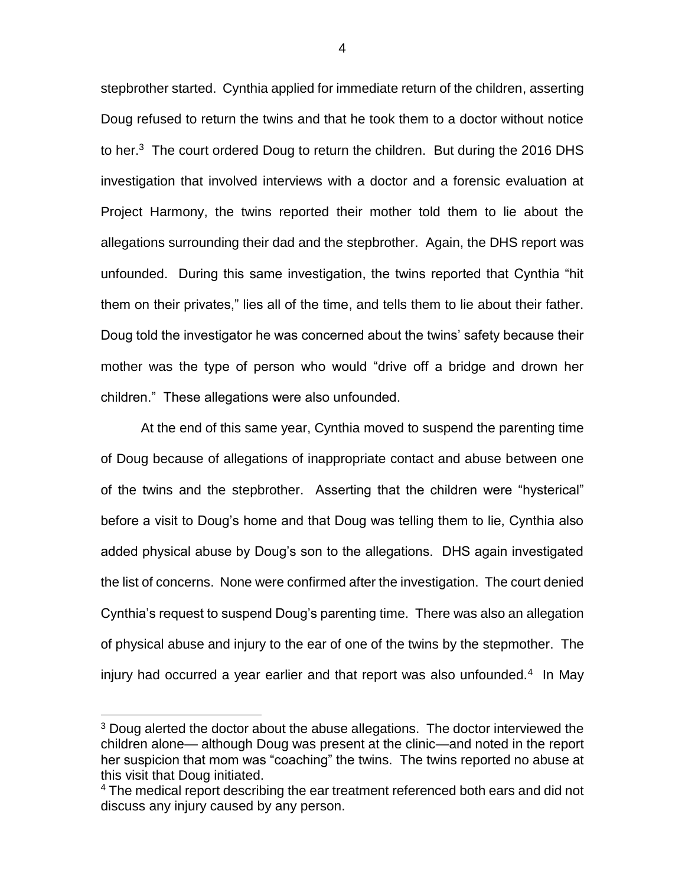stepbrother started. Cynthia applied for immediate return of the children, asserting Doug refused to return the twins and that he took them to a doctor without notice to her.[3] The court ordered Doug to return the children. But during the 2016 DHS investigation that involved interviews with a doctor and a forensic evaluation at Project Harmony, the twins reported their mother told them to lie about the allegations surrounding their dad and the stepbrother. Again, the DHS report was unfounded. During this same investigation, the twins reported that Cynthia "hit them on their privates," lies all of the time, and tells them to lie about their father. Doug told the investigator he was concerned about the twins' safety because their mother was the type of person who would "drive off a bridge and drown her children." These allegations were also unfounded.

At the end of this same year, Cynthia moved to suspend the parenting time of Doug because of allegations of inappropriate contact and abuse between one of the twins and the stepbrother. Asserting that the children were "hysterical" before a visit to Doug's home and that Doug was telling them to lie, Cynthia also added physical abuse by Doug's son to the allegations. DHS again investigated the list of concerns. None were confirmed after the investigation. The court denied Cynthia's request to suspend Doug's parenting time. There was also an allegation of physical abuse and injury to the ear of one of the twins by the stepmother. The injury had occurred a year earlier and that report was also unfounded.[4] In May

[3] Doug alerted the doctor about the abuse allegations. The doctor interviewed the children alone— although Doug was present at the clinic—and noted in the report her suspicion that mom was "coaching" the twins. The twins reported no abuse at this visit that Doug initiated.

[4] The medical report describing the ear treatment referenced both ears and did not discuss any injury caused by any person.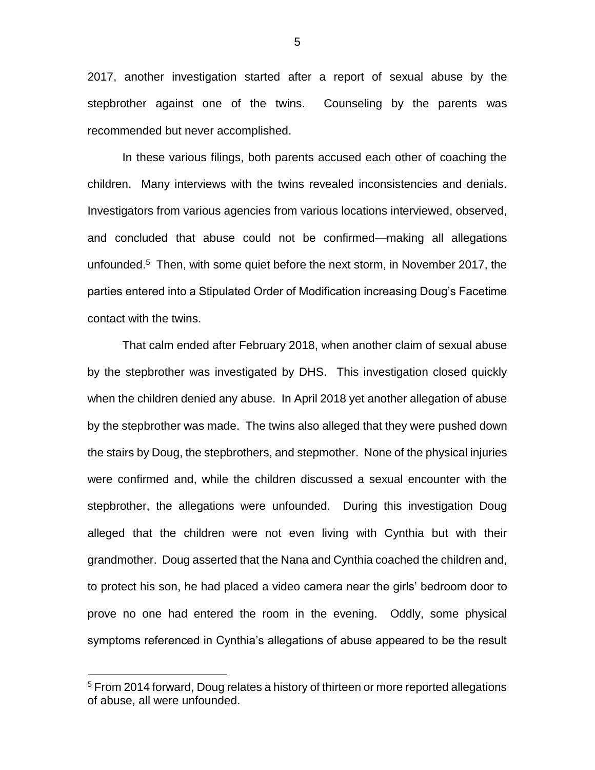2017, another investigation started after a report of sexual abuse by the stepbrother against one of the twins. Counseling by the parents was recommended but never accomplished.

In these various filings, both parents accused each other of coaching the children. Many interviews with the twins revealed inconsistencies and denials. Investigators from various agencies from various locations interviewed, observed, and concluded that abuse could not be confirmed—making all allegations unfounded.[5] Then, with some quiet before the next storm, in November 2017, the parties entered into a Stipulated Order of Modification increasing Doug's Facetime contact with the twins.

That calm ended after February 2018, when another claim of sexual abuse by the stepbrother was investigated by DHS. This investigation closed quickly when the children denied any abuse. In April 2018 yet another allegation of abuse by the stepbrother was made. The twins also alleged that they were pushed down the stairs by Doug, the stepbrothers, and stepmother. None of the physical injuries were confirmed and, while the children discussed a sexual encounter with the stepbrother, the allegations were unfounded. During this investigation Doug alleged that the children were not even living with Cynthia but with their grandmother. Doug asserted that the Nana and Cynthia coached the children and, to protect his son, he had placed a video camera near the girls' bedroom door to prove no one had entered the room in the evening. Oddly, some physical symptoms referenced in Cynthia's allegations of abuse appeared to be the result

[5] From 2014 forward, Doug relates a history of thirteen or more reported allegations of abuse, all were unfounded.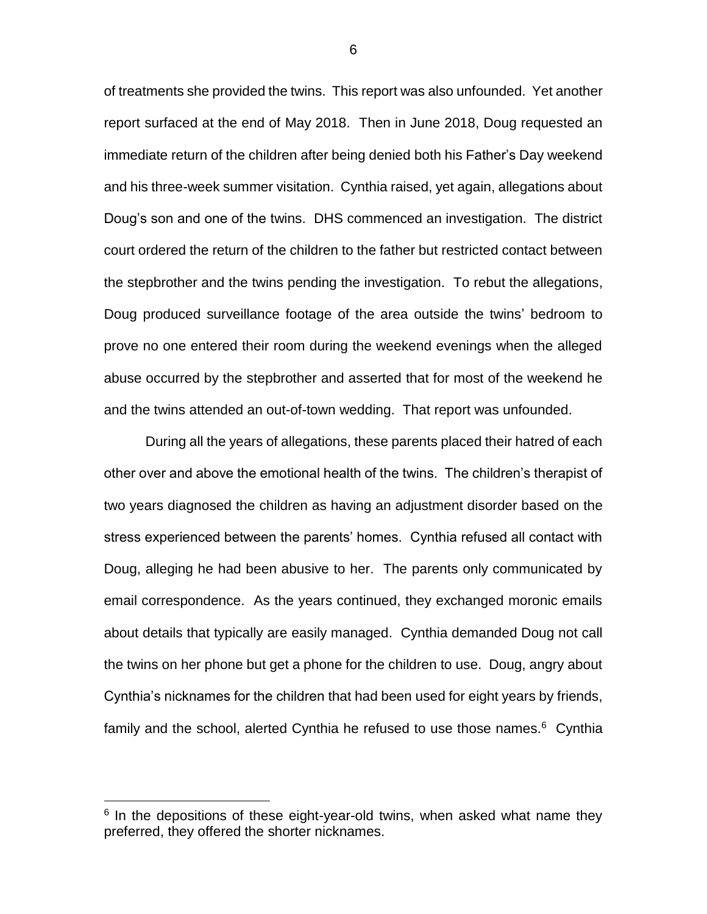of treatments she provided the twins. This report was also unfounded. Yet another report surfaced at the end of May 2018. Then in June 2018, Doug requested an immediate return of the children after being denied both his Father's Day weekend and his three-week summer visitation. Cynthia raised, yet again, allegations about Doug's son and one of the twins. DHS commenced an investigation. The district court ordered the return of the children to the father but restricted contact between the stepbrother and the twins pending the investigation. To rebut the allegations, Doug produced surveillance footage of the area outside the twins' bedroom to prove no one entered their room during the weekend evenings when the alleged abuse occurred by the stepbrother and asserted that for most of the weekend he and the twins attended an out-of-town wedding. That report was unfounded.

During all the years of allegations, these parents placed their hatred of each other over and above the emotional health of the twins. The children's therapist of two years diagnosed the children as having an adjustment disorder based on the stress experienced between the parents' homes. Cynthia refused all contact with Doug, alleging he had been abusive to her. The parents only communicated by email correspondence. As the years continued, they exchanged moronic emails about details that typically are easily managed. Cynthia demanded Doug not call the twins on her phone but get a phone for the children to use. Doug, angry about Cynthia's nicknames for the children that had been used for eight years by friends, family and the school, alerted Cynthia he refused to use those names.[6] Cynthia

[6] In the depositions of these eight-year-old twins, when asked what name they preferred, they offered the shorter nicknames.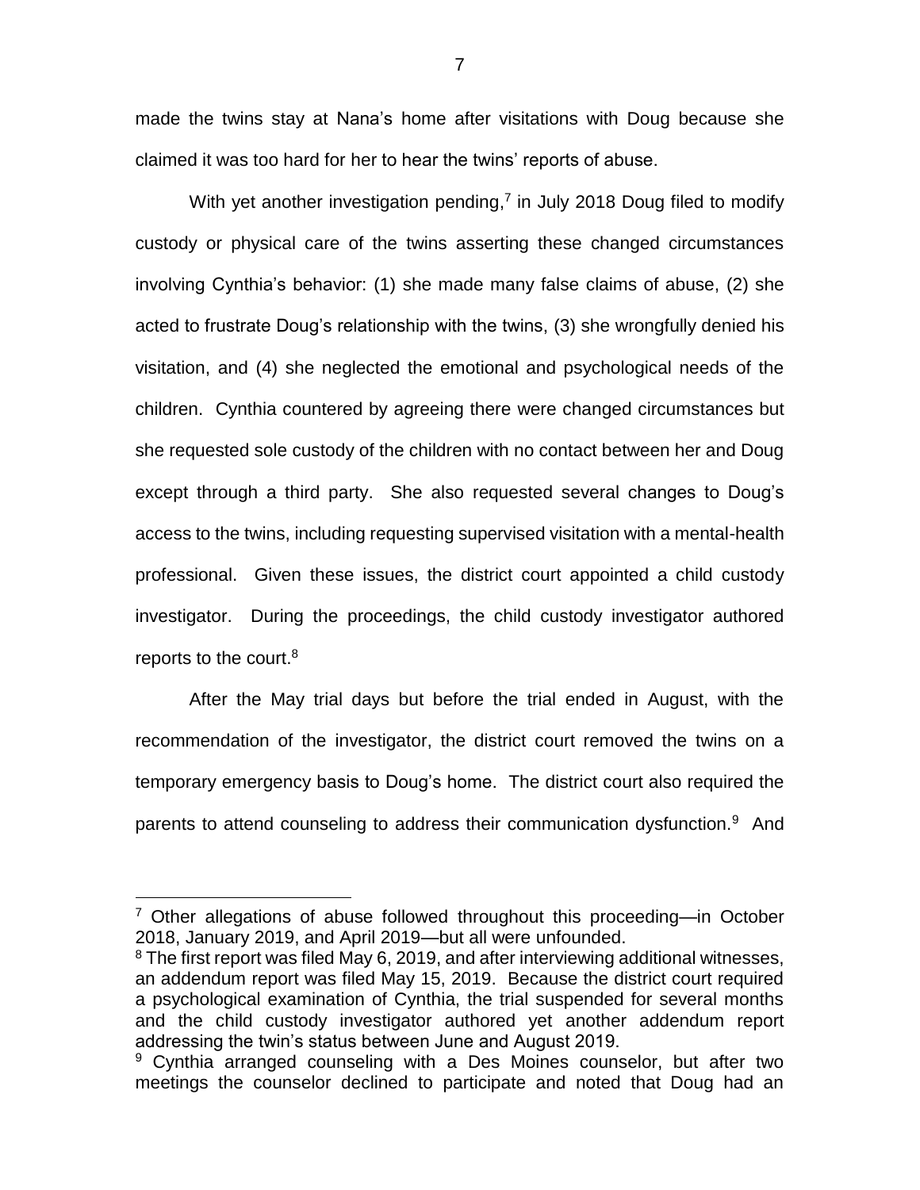made the twins stay at Nana's home after visitations with Doug because she claimed it was too hard for her to hear the twins' reports of abuse.

With yet another investigation pending,[7] in July 2018 Doug filed to modify custody or physical care of the twins asserting these changed circumstances involving Cynthia's behavior: (1) she made many false claims of abuse, (2) she acted to frustrate Doug's relationship with the twins, (3) she wrongfully denied his visitation, and (4) she neglected the emotional and psychological needs of the children. Cynthia countered by agreeing there were changed circumstances but she requested sole custody of the children with no contact between her and Doug except through a third party. She also requested several changes to Doug's access to the twins, including requesting supervised visitation with a mental-health professional. Given these issues, the district court appointed a child custody investigator. During the proceedings, the child custody investigator authored reports to the court.[8]

After the May trial days but before the trial ended in August, with the recommendation of the investigator, the district court removed the twins on a temporary emergency basis to Doug's home. The district court also required the parents to attend counseling to address their communication dysfunction.[9] And

---

[7] Other allegations of abuse followed throughout this proceeding—in October 2018, January 2019, and April 2019—but all were unfounded.

[8] The first report was filed May 6, 2019, and after interviewing additional witnesses, an addendum report was filed May 15, 2019. Because the district court required a psychological examination of Cynthia, the trial suspended for several months and the child custody investigator authored yet another addendum report addressing the twin's status between June and August 2019.

[9] Cynthia arranged counseling with a Des Moines counselor, but after two meetings the counselor declined to participate and noted that Doug had an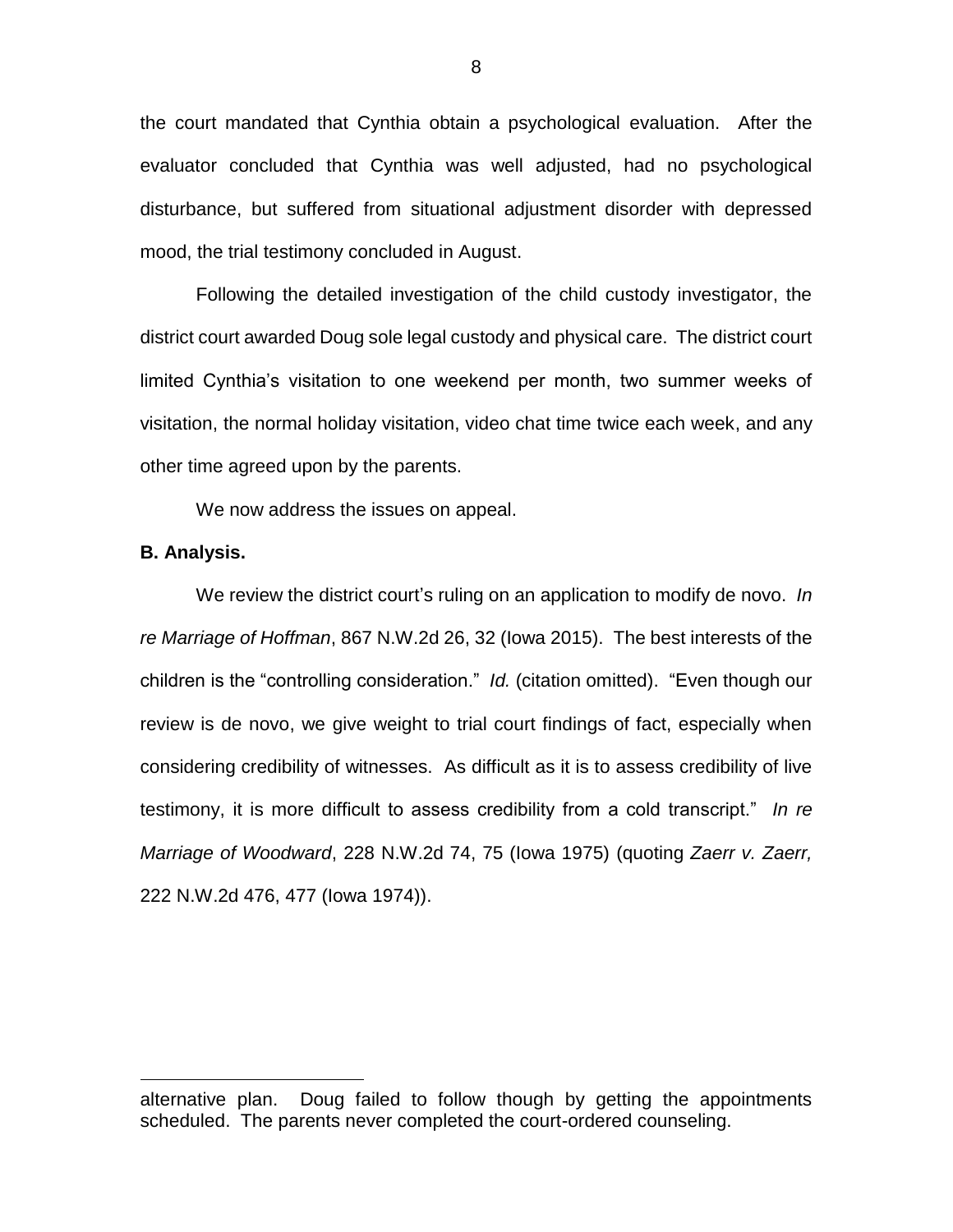the court mandated that Cynthia obtain a psychological evaluation. After the evaluator concluded that Cynthia was well adjusted, had no psychological disturbance, but suffered from situational adjustment disorder with depressed mood, the trial testimony concluded in August.

Following the detailed investigation of the child custody investigator, the district court awarded Doug sole legal custody and physical care. The district court limited Cynthia's visitation to one weekend per month, two summer weeks of visitation, the normal holiday visitation, video chat time twice each week, and any other time agreed upon by the parents.

We now address the issues on appeal.

**B. Analysis.**

We review the district court's ruling on an application to modify de novo. *In re Marriage of Hoffman*, 867 N.W.2d 26, 32 (Iowa 2015). The best interests of the children is the "controlling consideration." *Id.* (citation omitted). "Even though our review is de novo, we give weight to trial court findings of fact, especially when considering credibility of witnesses. As difficult as it is to assess credibility of live testimony, it is more difficult to assess credibility from a cold transcript." *In re Marriage of Woodward*, 228 N.W.2d 74, 75 (Iowa 1975) (quoting *Zaerr v. Zaerr,* 222 N.W.2d 476, 477 (Iowa 1974)).

---

alternative plan. Doug failed to follow though by getting the appointments scheduled. The parents never completed the court-ordered counseling.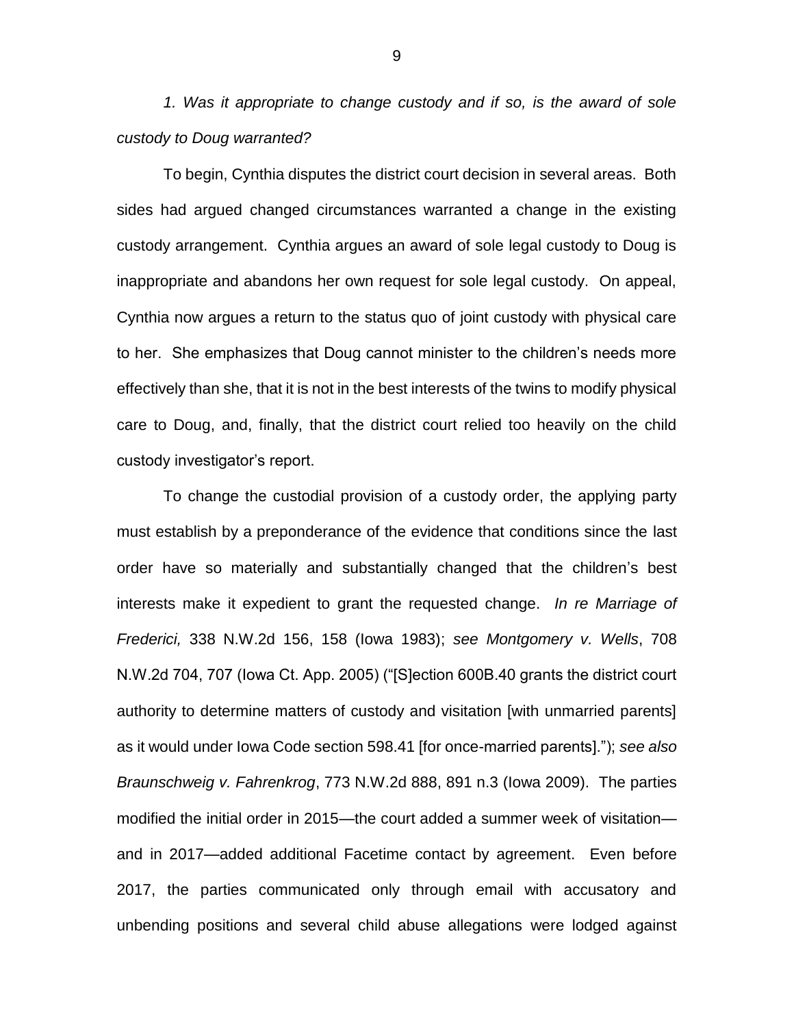*1. Was it appropriate to change custody and if so, is the award of sole custody to Doug warranted?*

To begin, Cynthia disputes the district court decision in several areas. Both sides had argued changed circumstances warranted a change in the existing custody arrangement. Cynthia argues an award of sole legal custody to Doug is inappropriate and abandons her own request for sole legal custody. On appeal, Cynthia now argues a return to the status quo of joint custody with physical care to her. She emphasizes that Doug cannot minister to the children's needs more effectively than she, that it is not in the best interests of the twins to modify physical care to Doug, and, finally, that the district court relied too heavily on the child custody investigator's report.

To change the custodial provision of a custody order, the applying party must establish by a preponderance of the evidence that conditions since the last order have so materially and substantially changed that the children's best interests make it expedient to grant the requested change. *In re Marriage of Frederici,* 338 N.W.2d 156, 158 (Iowa 1983); *see Montgomery v. Wells*, 708 N.W.2d 704, 707 (Iowa Ct. App. 2005) ("[S]ection 600B.40 grants the district court authority to determine matters of custody and visitation [with unmarried parents] as it would under Iowa Code section 598.41 [for once-married parents]."); *see also Braunschweig v. Fahrenkrog*, 773 N.W.2d 888, 891 n.3 (Iowa 2009). The parties modified the initial order in 2015—the court added a summer week of visitation—and in 2017—added additional Facetime contact by agreement. Even before 2017, the parties communicated only through email with accusatory and unbending positions and several child abuse allegations were lodged against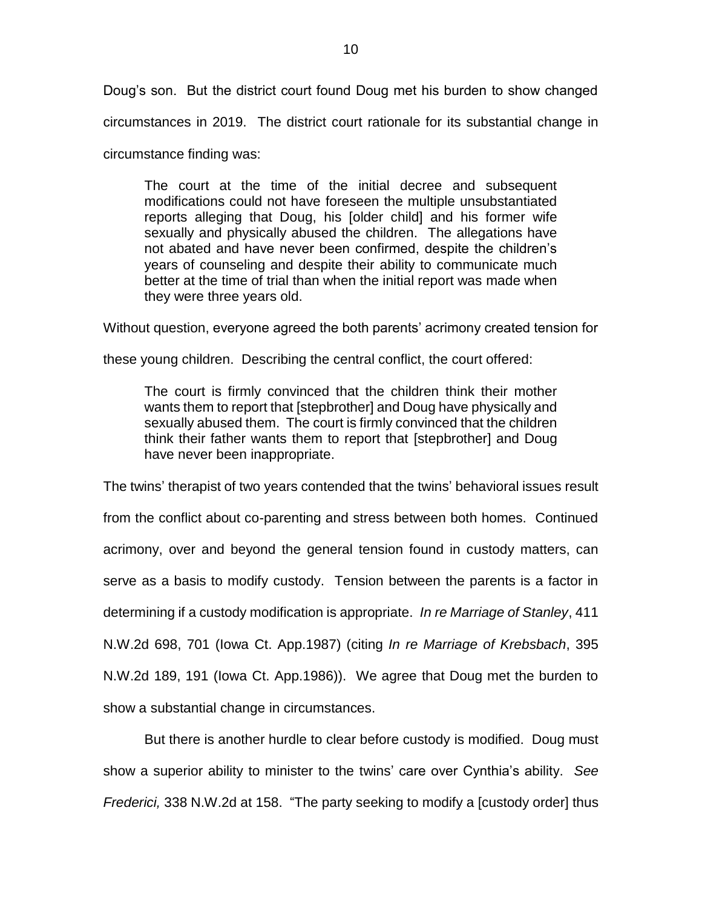Doug's son. But the district court found Doug met his burden to show changed circumstances in 2019. The district court rationale for its substantial change in circumstance finding was:

> The court at the time of the initial decree and subsequent modifications could not have foreseen the multiple unsubstantiated reports alleging that Doug, his [older child] and his former wife sexually and physically abused the children. The allegations have not abated and have never been confirmed, despite the children's years of counseling and despite their ability to communicate much better at the time of trial than when the initial report was made when they were three years old.

Without question, everyone agreed the both parents' acrimony created tension for these young children. Describing the central conflict, the court offered:

> The court is firmly convinced that the children think their mother wants them to report that [stepbrother] and Doug have physically and sexually abused them. The court is firmly convinced that the children think their father wants them to report that [stepbrother] and Doug have never been inappropriate.

The twins' therapist of two years contended that the twins' behavioral issues result from the conflict about co-parenting and stress between both homes. Continued acrimony, over and beyond the general tension found in custody matters, can serve as a basis to modify custody. Tension between the parents is a factor in determining if a custody modification is appropriate. *In re Marriage of Stanley*, 411 N.W.2d 698, 701 (Iowa Ct. App.1987) (citing *In re Marriage of Krebsbach*, 395 N.W.2d 189, 191 (Iowa Ct. App.1986)). We agree that Doug met the burden to show a substantial change in circumstances.

But there is another hurdle to clear before custody is modified. Doug must show a superior ability to minister to the twins' care over Cynthia's ability. *See Frederici,* 338 N.W.2d at 158. "The party seeking to modify a [custody order] thus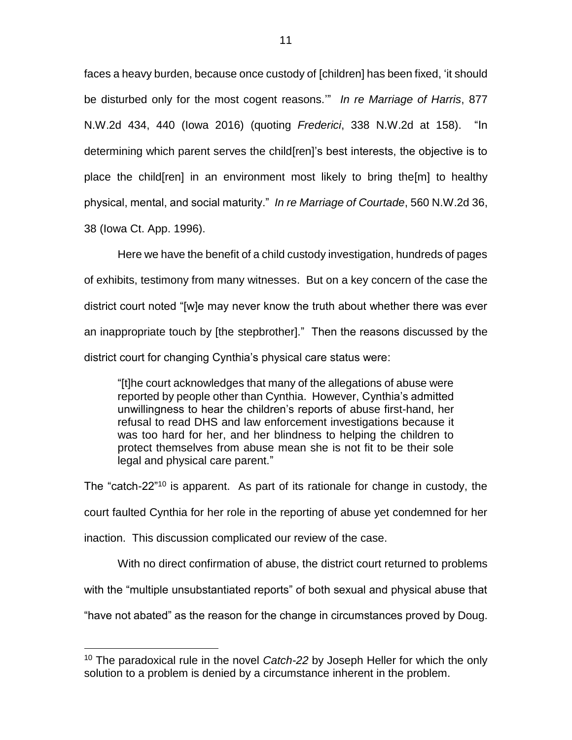faces a heavy burden, because once custody of [children] has been fixed, 'it should be disturbed only for the most cogent reasons.'" *In re Marriage of Harris*, 877 N.W.2d 434, 440 (Iowa 2016) (quoting *Frederici*, 338 N.W.2d at 158). "In determining which parent serves the child[ren]'s best interests, the objective is to place the child[ren] in an environment most likely to bring the[m] to healthy physical, mental, and social maturity." *In re Marriage of Courtade*, 560 N.W.2d 36, 38 (Iowa Ct. App. 1996).

Here we have the benefit of a child custody investigation, hundreds of pages of exhibits, testimony from many witnesses. But on a key concern of the case the district court noted "[w]e may never know the truth about whether there was ever an inappropriate touch by [the stepbrother]." Then the reasons discussed by the district court for changing Cynthia's physical care status were:

> "[t]he court acknowledges that many of the allegations of abuse were reported by people other than Cynthia. However, Cynthia's admitted unwillingness to hear the children's reports of abuse first-hand, her refusal to read DHS and law enforcement investigations because it was too hard for her, and her blindness to helping the children to protect themselves from abuse mean she is not fit to be their sole legal and physical care parent."

The "catch-22"[10] is apparent. As part of its rationale for change in custody, the court faulted Cynthia for her role in the reporting of abuse yet condemned for her inaction. This discussion complicated our review of the case.

With no direct confirmation of abuse, the district court returned to problems with the "multiple unsubstantiated reports" of both sexual and physical abuse that "have not abated" as the reason for the change in circumstances proved by Doug.

---

[10] The paradoxical rule in the novel *Catch-22* by Joseph Heller for which the only solution to a problem is denied by a circumstance inherent in the problem.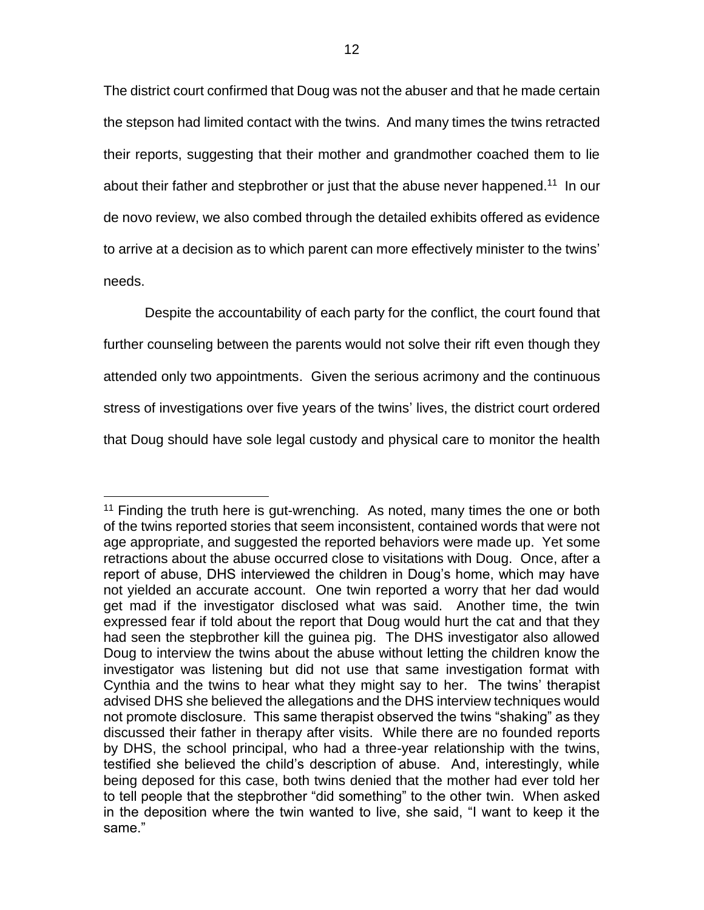The district court confirmed that Doug was not the abuser and that he made certain the stepson had limited contact with the twins. And many times the twins retracted their reports, suggesting that their mother and grandmother coached them to lie about their father and stepbrother or just that the abuse never happened.[11] In our de novo review, we also combed through the detailed exhibits offered as evidence to arrive at a decision as to which parent can more effectively minister to the twins' needs.

Despite the accountability of each party for the conflict, the court found that further counseling between the parents would not solve their rift even though they attended only two appointments. Given the serious acrimony and the continuous stress of investigations over five years of the twins' lives, the district court ordered that Doug should have sole legal custody and physical care to monitor the health

---

[11] Finding the truth here is gut-wrenching. As noted, many times the one or both of the twins reported stories that seem inconsistent, contained words that were not age appropriate, and suggested the reported behaviors were made up. Yet some retractions about the abuse occurred close to visitations with Doug. Once, after a report of abuse, DHS interviewed the children in Doug's home, which may have not yielded an accurate account. One twin reported a worry that her dad would get mad if the investigator disclosed what was said. Another time, the twin expressed fear if told about the report that Doug would hurt the cat and that they had seen the stepbrother kill the guinea pig. The DHS investigator also allowed Doug to interview the twins about the abuse without letting the children know the investigator was listening but did not use that same investigation format with Cynthia and the twins to hear what they might say to her. The twins' therapist advised DHS she believed the allegations and the DHS interview techniques would not promote disclosure. This same therapist observed the twins "shaking" as they discussed their father in therapy after visits. While there are no founded reports by DHS, the school principal, who had a three-year relationship with the twins, testified she believed the child's description of abuse. And, interestingly, while being deposed for this case, both twins denied that the mother had ever told her to tell people that the stepbrother "did something" to the other twin. When asked in the deposition where the twin wanted to live, she said, "I want to keep it the same."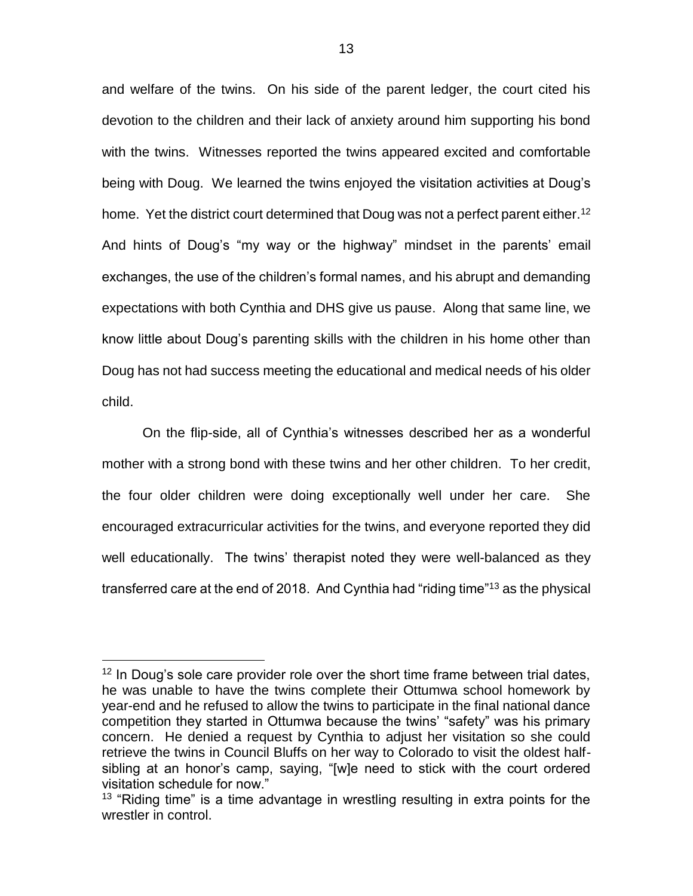and welfare of the twins. On his side of the parent ledger, the court cited his devotion to the children and their lack of anxiety around him supporting his bond with the twins. Witnesses reported the twins appeared excited and comfortable being with Doug. We learned the twins enjoyed the visitation activities at Doug's home. Yet the district court determined that Doug was not a perfect parent either.[12] And hints of Doug's "my way or the highway" mindset in the parents' email exchanges, the use of the children's formal names, and his abrupt and demanding expectations with both Cynthia and DHS give us pause. Along that same line, we know little about Doug's parenting skills with the children in his home other than Doug has not had success meeting the educational and medical needs of his older child.

On the flip-side, all of Cynthia's witnesses described her as a wonderful mother with a strong bond with these twins and her other children. To her credit, the four older children were doing exceptionally well under her care. She encouraged extracurricular activities for the twins, and everyone reported they did well educationally. The twins' therapist noted they were well-balanced as they transferred care at the end of 2018. And Cynthia had "riding time"[13] as the physical

---

[12] In Doug's sole care provider role over the short time frame between trial dates, he was unable to have the twins complete their Ottumwa school homework by year-end and he refused to allow the twins to participate in the final national dance competition they started in Ottumwa because the twins' "safety" was his primary concern. He denied a request by Cynthia to adjust her visitation so she could retrieve the twins in Council Bluffs on her way to Colorado to visit the oldest half-sibling at an honor's camp, saying, "[w]e need to stick with the court ordered visitation schedule for now."

[13] "Riding time" is a time advantage in wrestling resulting in extra points for the wrestler in control.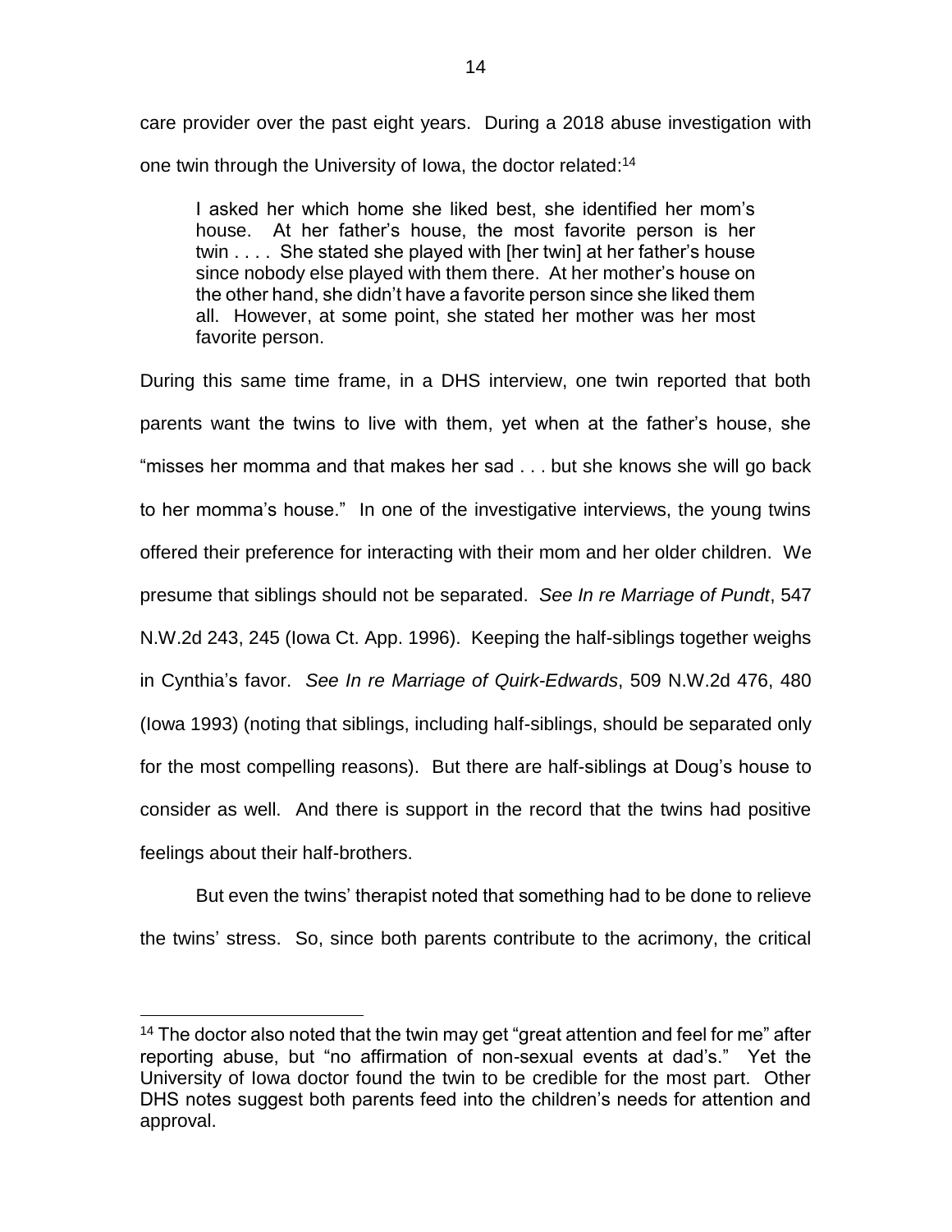care provider over the past eight years. During a 2018 abuse investigation with one twin through the University of Iowa, the doctor related:[14]

> I asked her which home she liked best, she identified her mom's house. At her father's house, the most favorite person is her twin . . . . She stated she played with [her twin] at her father's house since nobody else played with them there. At her mother's house on the other hand, she didn't have a favorite person since she liked them all. However, at some point, she stated her mother was her most favorite person.

During this same time frame, in a DHS interview, one twin reported that both parents want the twins to live with them, yet when at the father's house, she "misses her momma and that makes her sad . . . but she knows she will go back to her momma's house." In one of the investigative interviews, the young twins offered their preference for interacting with their mom and her older children. We presume that siblings should not be separated. *See In re Marriage of Pundt*, 547 N.W.2d 243, 245 (Iowa Ct. App. 1996). Keeping the half-siblings together weighs in Cynthia's favor. *See In re Marriage of Quirk-Edwards*, 509 N.W.2d 476, 480 (Iowa 1993) (noting that siblings, including half-siblings, should be separated only for the most compelling reasons). But there are half-siblings at Doug's house to consider as well. And there is support in the record that the twins had positive feelings about their half-brothers.

But even the twins' therapist noted that something had to be done to relieve the twins' stress. So, since both parents contribute to the acrimony, the critical

---

[14] The doctor also noted that the twin may get "great attention and feel for me" after reporting abuse, but "no affirmation of non-sexual events at dad's." Yet the University of Iowa doctor found the twin to be credible for the most part. Other DHS notes suggest both parents feed into the children's needs for attention and approval.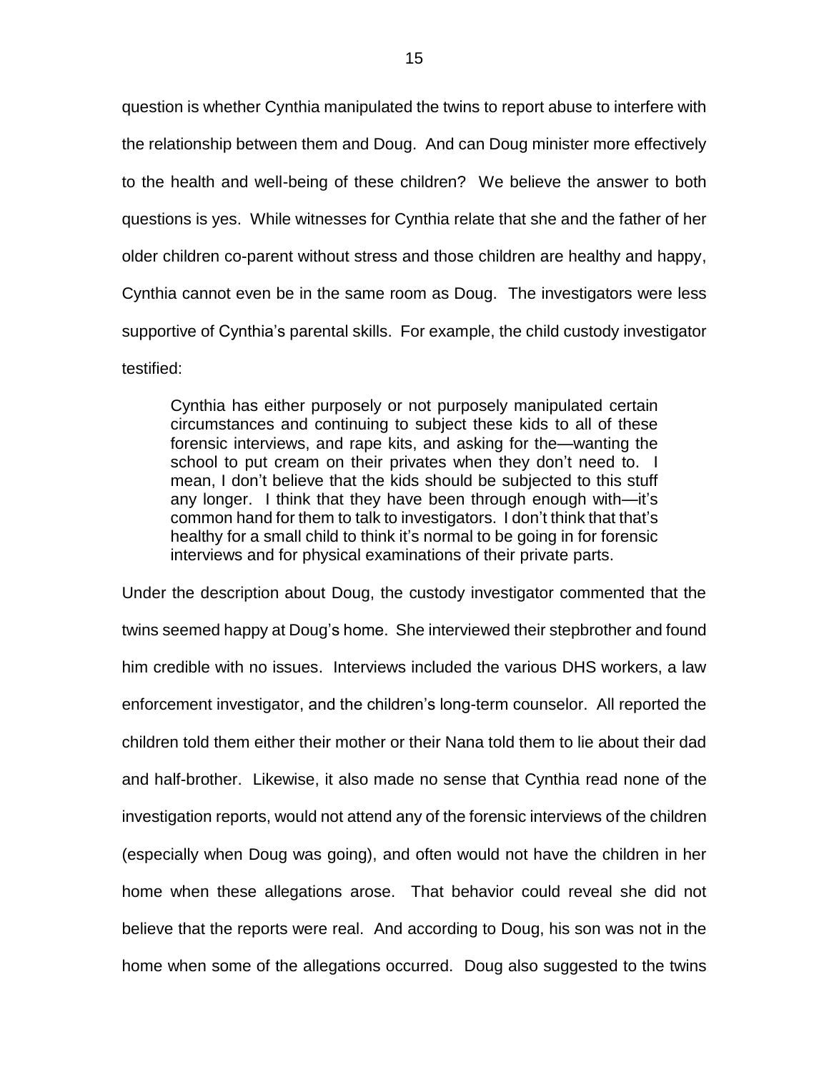question is whether Cynthia manipulated the twins to report abuse to interfere with the relationship between them and Doug. And can Doug minister more effectively to the health and well-being of these children? We believe the answer to both questions is yes. While witnesses for Cynthia relate that she and the father of her older children co-parent without stress and those children are healthy and happy, Cynthia cannot even be in the same room as Doug. The investigators were less supportive of Cynthia's parental skills. For example, the child custody investigator testified:

> Cynthia has either purposely or not purposely manipulated certain circumstances and continuing to subject these kids to all of these forensic interviews, and rape kits, and asking for the—wanting the school to put cream on their privates when they don't need to. I mean, I don't believe that the kids should be subjected to this stuff any longer. I think that they have been through enough with—it's common hand for them to talk to investigators. I don't think that that's healthy for a small child to think it's normal to be going in for forensic interviews and for physical examinations of their private parts.

Under the description about Doug, the custody investigator commented that the twins seemed happy at Doug's home. She interviewed their stepbrother and found him credible with no issues. Interviews included the various DHS workers, a law enforcement investigator, and the children's long-term counselor. All reported the children told them either their mother or their Nana told them to lie about their dad and half-brother. Likewise, it also made no sense that Cynthia read none of the investigation reports, would not attend any of the forensic interviews of the children (especially when Doug was going), and often would not have the children in her home when these allegations arose. That behavior could reveal she did not believe that the reports were real. And according to Doug, his son was not in the home when some of the allegations occurred. Doug also suggested to the twins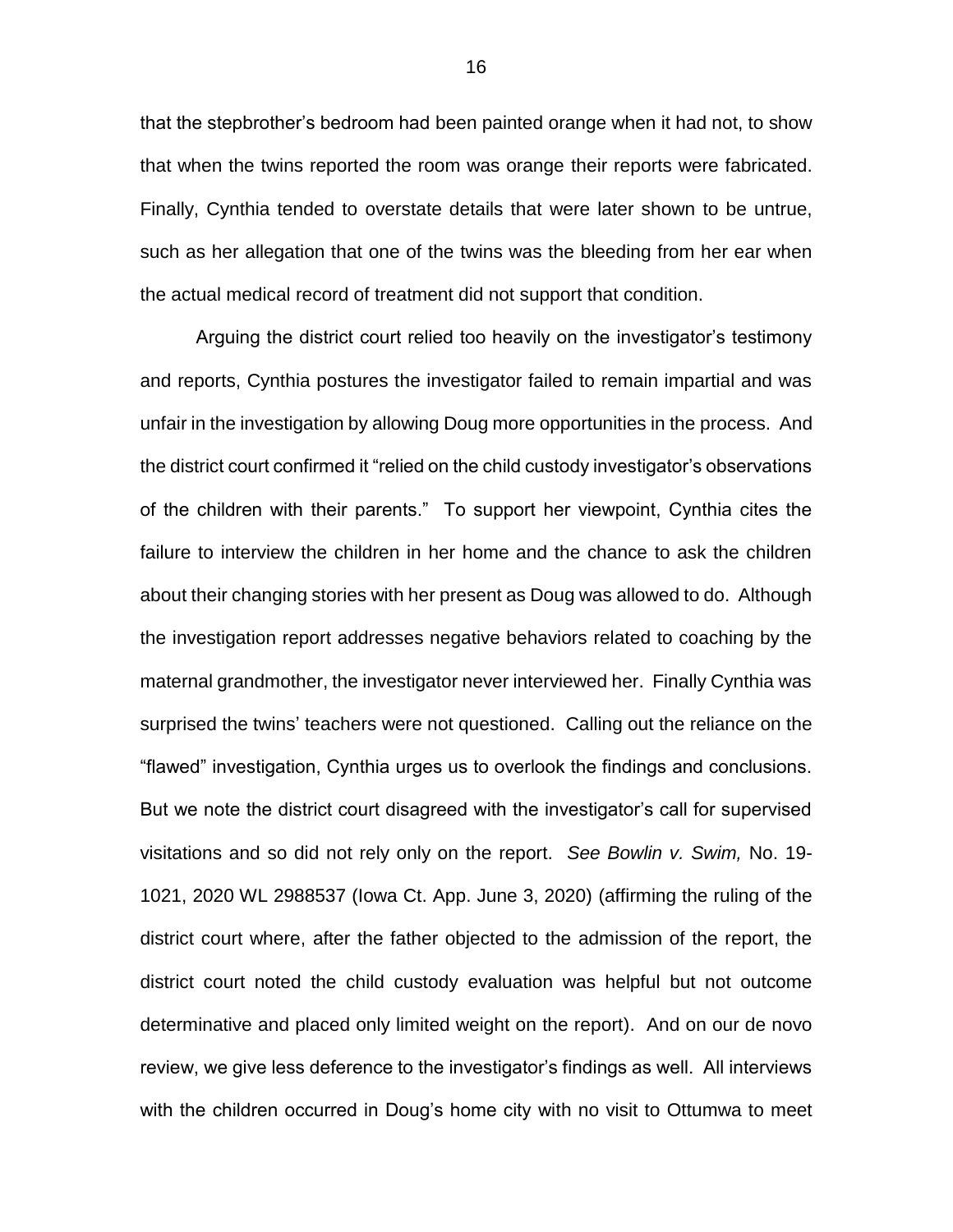that the stepbrother's bedroom had been painted orange when it had not, to show that when the twins reported the room was orange their reports were fabricated. Finally, Cynthia tended to overstate details that were later shown to be untrue, such as her allegation that one of the twins was the bleeding from her ear when the actual medical record of treatment did not support that condition.

Arguing the district court relied too heavily on the investigator's testimony and reports, Cynthia postures the investigator failed to remain impartial and was unfair in the investigation by allowing Doug more opportunities in the process. And the district court confirmed it "relied on the child custody investigator's observations of the children with their parents." To support her viewpoint, Cynthia cites the failure to interview the children in her home and the chance to ask the children about their changing stories with her present as Doug was allowed to do. Although the investigation report addresses negative behaviors related to coaching by the maternal grandmother, the investigator never interviewed her. Finally Cynthia was surprised the twins' teachers were not questioned. Calling out the reliance on the "flawed" investigation, Cynthia urges us to overlook the findings and conclusions. But we note the district court disagreed with the investigator's call for supervised visitations and so did not rely only on the report. *See Bowlin v. Swim,* No. 19-1021, 2020 WL 2988537 (Iowa Ct. App. June 3, 2020) (affirming the ruling of the district court where, after the father objected to the admission of the report, the district court noted the child custody evaluation was helpful but not outcome determinative and placed only limited weight on the report). And on our de novo review, we give less deference to the investigator's findings as well. All interviews with the children occurred in Doug's home city with no visit to Ottumwa to meet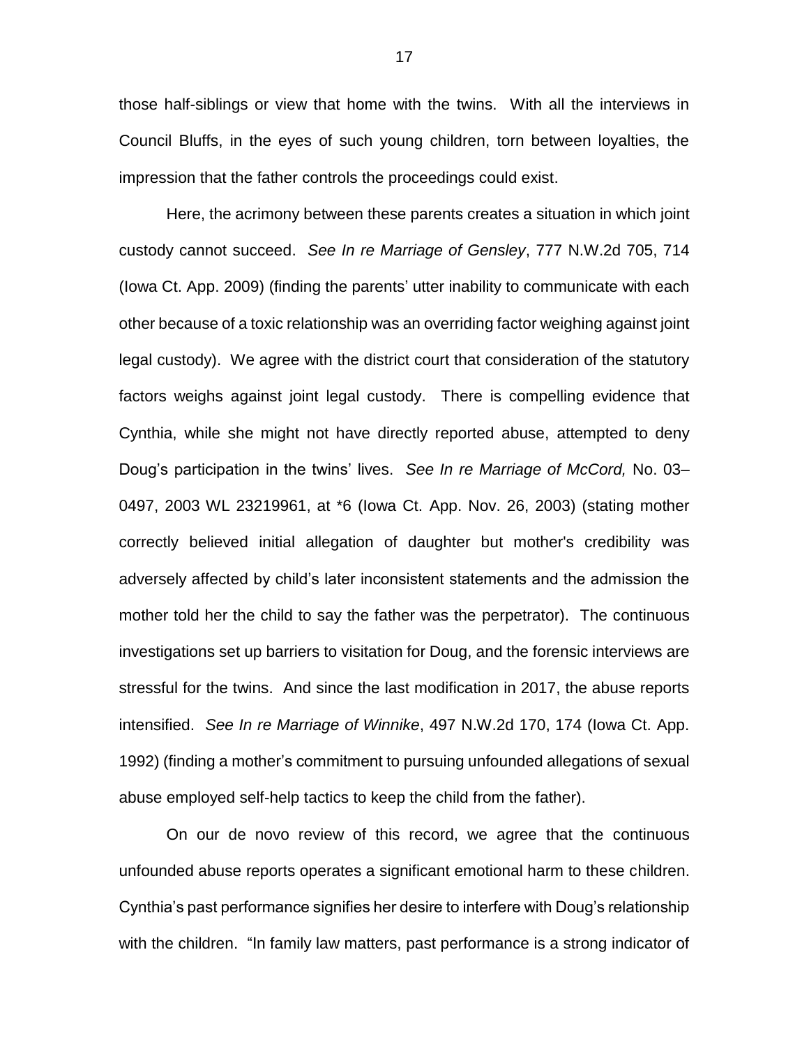those half-siblings or view that home with the twins. With all the interviews in Council Bluffs, in the eyes of such young children, torn between loyalties, the impression that the father controls the proceedings could exist.

Here, the acrimony between these parents creates a situation in which joint custody cannot succeed. *See In re Marriage of Gensley*, 777 N.W.2d 705, 714 (Iowa Ct. App. 2009) (finding the parents' utter inability to communicate with each other because of a toxic relationship was an overriding factor weighing against joint legal custody). We agree with the district court that consideration of the statutory factors weighs against joint legal custody. There is compelling evidence that Cynthia, while she might not have directly reported abuse, attempted to deny Doug's participation in the twins' lives. *See In re Marriage of McCord,* No. 03–0497, 2003 WL 23219961, at *6 (Iowa Ct. App. Nov. 26, 2003) (stating mother correctly believed initial allegation of daughter but mother's credibility was adversely affected by child's later inconsistent statements and the admission the mother told her the child to say the father was the perpetrator). The continuous investigations set up barriers to visitation for Doug, and the forensic interviews are stressful for the twins. And since the last modification in 2017, the abuse reports intensified. *See In re Marriage of Winnike*, 497 N.W.2d 170, 174 (Iowa Ct. App. 1992) (finding a mother's commitment to pursuing unfounded allegations of sexual abuse employed self-help tactics to keep the child from the father).

On our de novo review of this record, we agree that the continuous unfounded abuse reports operates a significant emotional harm to these children. Cynthia's past performance signifies her desire to interfere with Doug's relationship with the children. "In family law matters, past performance is a strong indicator of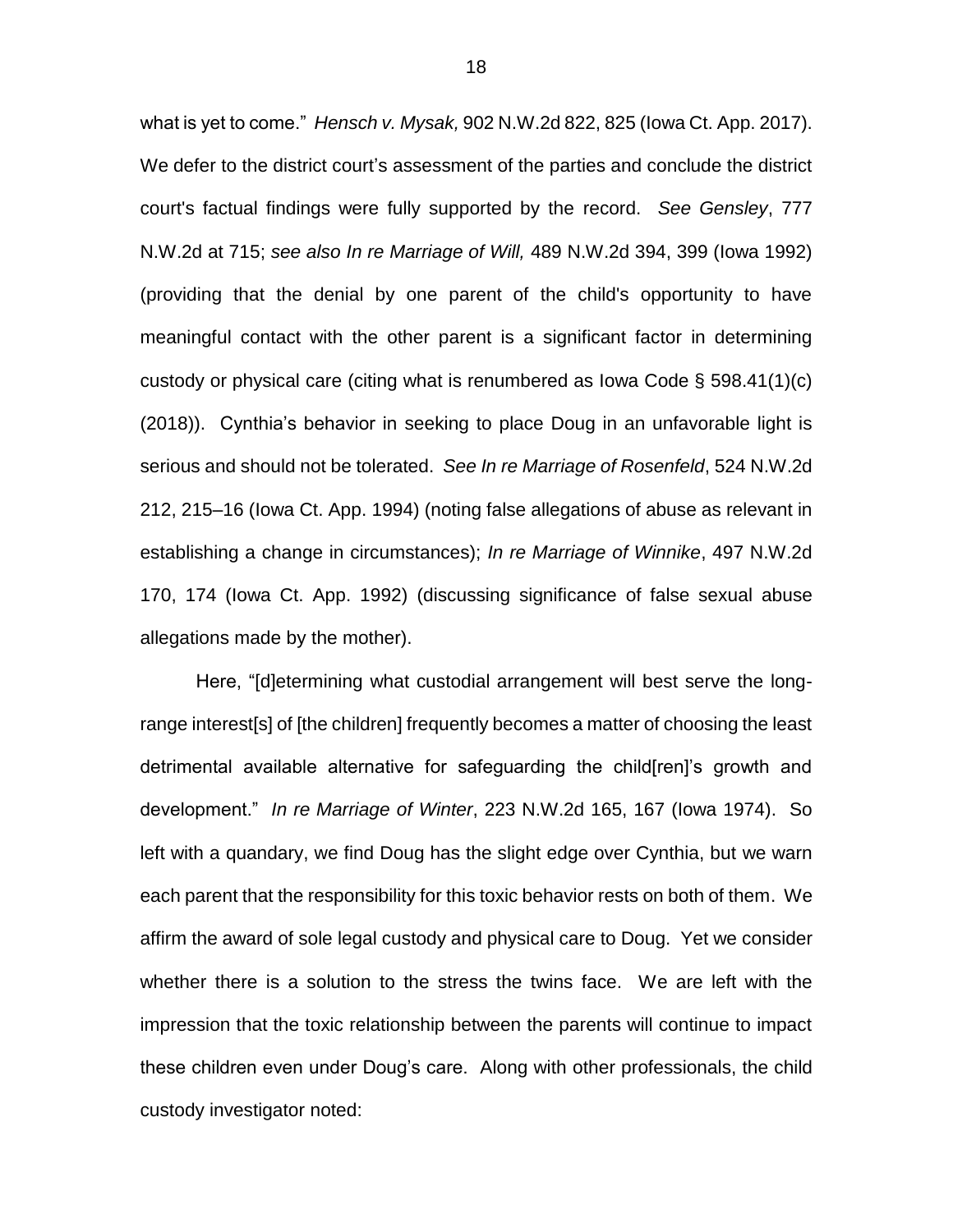what is yet to come." *Hensch v. Mysak,* 902 N.W.2d 822, 825 (Iowa Ct. App. 2017). We defer to the district court's assessment of the parties and conclude the district court's factual findings were fully supported by the record. *See Gensley*, 777 N.W.2d at 715; *see also In re Marriage of Will,* 489 N.W.2d 394, 399 (Iowa 1992) (providing that the denial by one parent of the child's opportunity to have meaningful contact with the other parent is a significant factor in determining custody or physical care (citing what is renumbered as Iowa Code § 598.41(1)(c) (2018)). Cynthia's behavior in seeking to place Doug in an unfavorable light is serious and should not be tolerated. *See In re Marriage of Rosenfeld*, 524 N.W.2d 212, 215–16 (Iowa Ct. App. 1994) (noting false allegations of abuse as relevant in establishing a change in circumstances); *In re Marriage of Winnike*, 497 N.W.2d 170, 174 (Iowa Ct. App. 1992) (discussing significance of false sexual abuse allegations made by the mother).

Here, "[d]etermining what custodial arrangement will best serve the long-range interest[s] of [the children] frequently becomes a matter of choosing the least detrimental available alternative for safeguarding the child[ren]'s growth and development." *In re Marriage of Winter*, 223 N.W.2d 165, 167 (Iowa 1974). So left with a quandary, we find Doug has the slight edge over Cynthia, but we warn each parent that the responsibility for this toxic behavior rests on both of them. We affirm the award of sole legal custody and physical care to Doug. Yet we consider whether there is a solution to the stress the twins face. We are left with the impression that the toxic relationship between the parents will continue to impact these children even under Doug's care. Along with other professionals, the child custody investigator noted: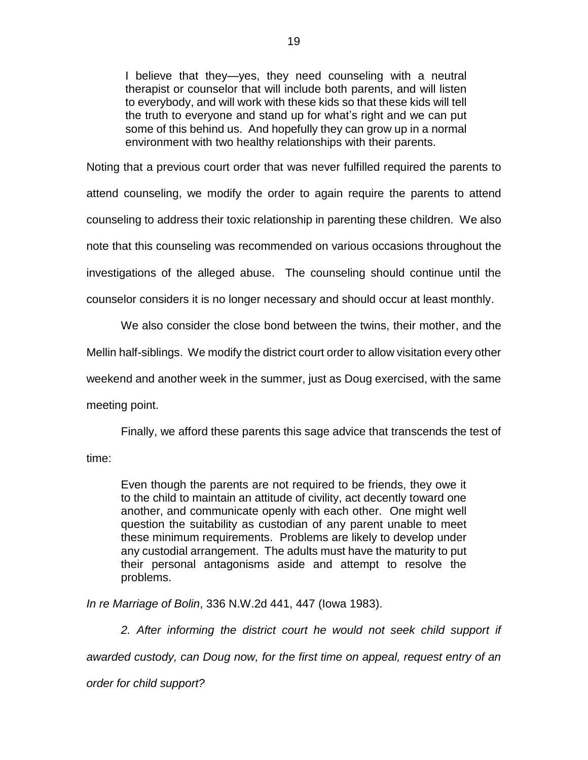> I believe that they—yes, they need counseling with a neutral therapist or counselor that will include both parents, and will listen to everybody, and will work with these kids so that these kids will tell the truth to everyone and stand up for what's right and we can put some of this behind us. And hopefully they can grow up in a normal environment with two healthy relationships with their parents.

Noting that a previous court order that was never fulfilled required the parents to attend counseling, we modify the order to again require the parents to attend counseling to address their toxic relationship in parenting these children. We also note that this counseling was recommended on various occasions throughout the investigations of the alleged abuse. The counseling should continue until the counselor considers it is no longer necessary and should occur at least monthly.

We also consider the close bond between the twins, their mother, and the Mellin half-siblings. We modify the district court order to allow visitation every other weekend and another week in the summer, just as Doug exercised, with the same meeting point.

Finally, we afford these parents this sage advice that transcends the test of time:

> Even though the parents are not required to be friends, they owe it to the child to maintain an attitude of civility, act decently toward one another, and communicate openly with each other. One might well question the suitability as custodian of any parent unable to meet these minimum requirements. Problems are likely to develop under any custodial arrangement. The adults must have the maturity to put their personal antagonisms aside and attempt to resolve the problems.

*In re Marriage of Bolin*, 336 N.W.2d 441, 447 (Iowa 1983).

*2. After informing the district court he would not seek child support if awarded custody, can Doug now, for the first time on appeal, request entry of an order for child support?*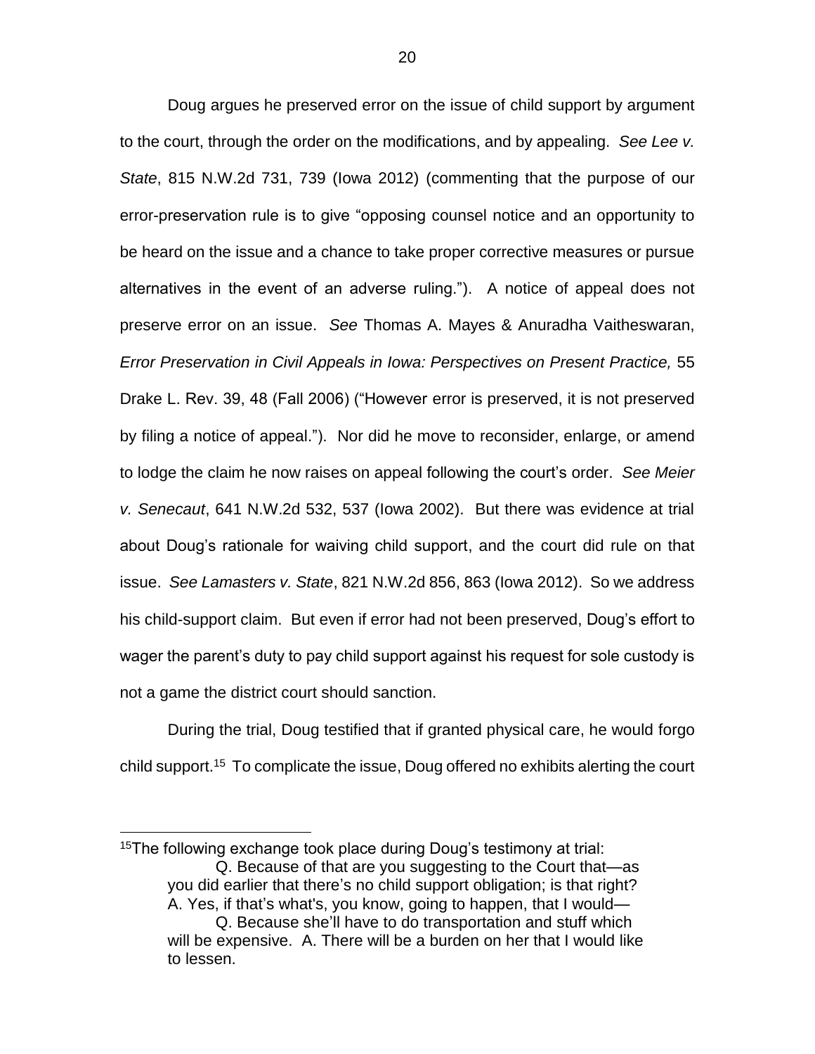Doug argues he preserved error on the issue of child support by argument to the court, through the order on the modifications, and by appealing. *See Lee v. State*, 815 N.W.2d 731, 739 (Iowa 2012) (commenting that the purpose of our error-preservation rule is to give "opposing counsel notice and an opportunity to be heard on the issue and a chance to take proper corrective measures or pursue alternatives in the event of an adverse ruling."). A notice of appeal does not preserve error on an issue. *See* Thomas A. Mayes & Anuradha Vaitheswaran, *Error Preservation in Civil Appeals in Iowa: Perspectives on Present Practice,* 55 Drake L. Rev. 39, 48 (Fall 2006) ("However error is preserved, it is not preserved by filing a notice of appeal."). Nor did he move to reconsider, enlarge, or amend to lodge the claim he now raises on appeal following the court's order. *See Meier v. Senecaut*, 641 N.W.2d 532, 537 (Iowa 2002). But there was evidence at trial about Doug's rationale for waiving child support, and the court did rule on that issue. *See Lamasters v. State*, 821 N.W.2d 856, 863 (Iowa 2012). So we address his child-support claim. But even if error had not been preserved, Doug's effort to wager the parent's duty to pay child support against his request for sole custody is not a game the district court should sanction.

During the trial, Doug testified that if granted physical care, he would forgo child support.[15] To complicate the issue, Doug offered no exhibits alerting the court

---

[15]The following exchange took place during Doug's testimony at trial:

> Q. Because of that are you suggesting to the Court that—as you did earlier that there's no child support obligation; is that right? A. Yes, if that's what's, you know, going to happen, that I would—
>
> Q. Because she'll have to do transportation and stuff which will be expensive. A. There will be a burden on her that I would like to lessen.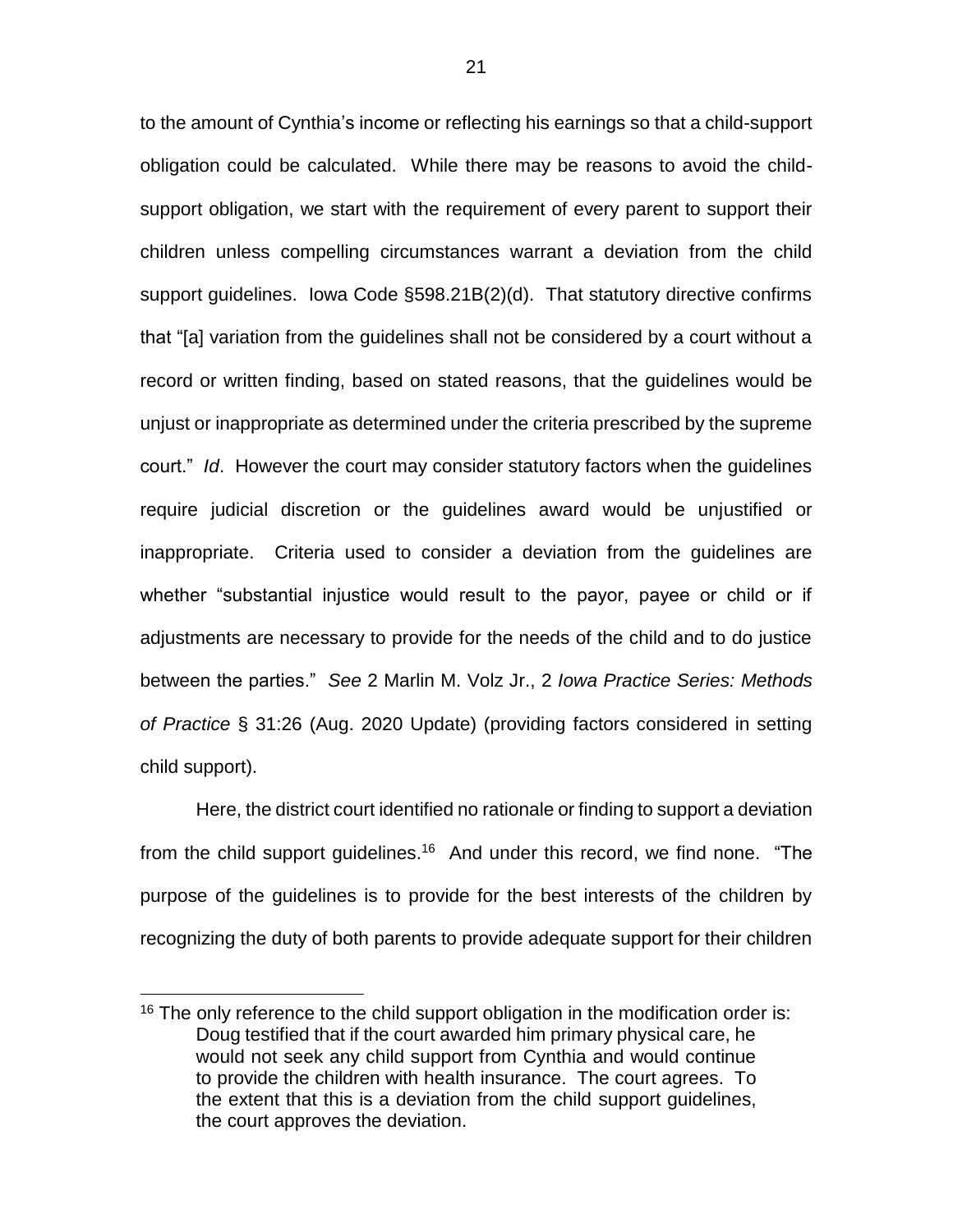to the amount of Cynthia's income or reflecting his earnings so that a child-support obligation could be calculated. While there may be reasons to avoid the child-support obligation, we start with the requirement of every parent to support their children unless compelling circumstances warrant a deviation from the child support guidelines. Iowa Code §598.21B(2)(d). That statutory directive confirms that "[a] variation from the guidelines shall not be considered by a court without a record or written finding, based on stated reasons, that the guidelines would be unjust or inappropriate as determined under the criteria prescribed by the supreme court." *Id*. However the court may consider statutory factors when the guidelines require judicial discretion or the guidelines award would be unjustified or inappropriate. Criteria used to consider a deviation from the guidelines are whether "substantial injustice would result to the payor, payee or child or if adjustments are necessary to provide for the needs of the child and to do justice between the parties." *See* 2 Marlin M. Volz Jr., 2 *Iowa Practice Series: Methods of Practice* § 31:26 (Aug. 2020 Update) (providing factors considered in setting child support).

Here, the district court identified no rationale or finding to support a deviation from the child support guidelines.[16] And under this record, we find none. "The purpose of the guidelines is to provide for the best interests of the children by recognizing the duty of both parents to provide adequate support for their children

---

[16] The only reference to the child support obligation in the modification order is:

> Doug testified that if the court awarded him primary physical care, he would not seek any child support from Cynthia and would continue to provide the children with health insurance. The court agrees. To the extent that this is a deviation from the child support guidelines, the court approves the deviation.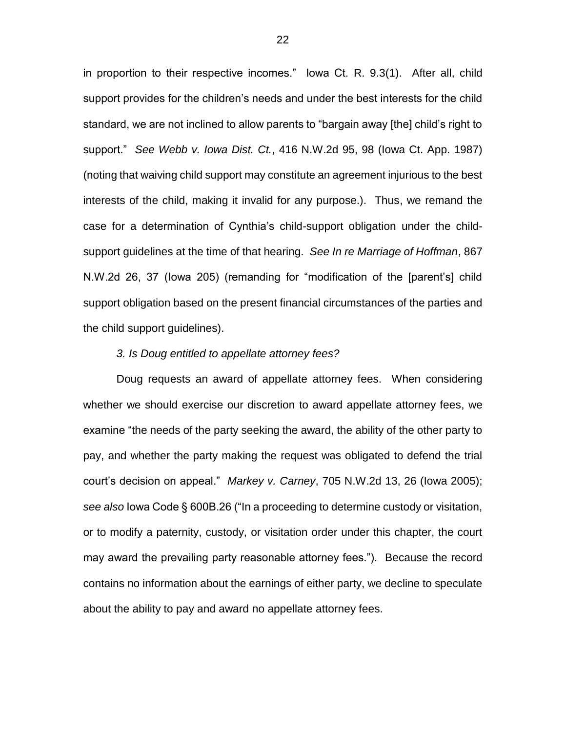in proportion to their respective incomes." Iowa Ct. R. 9.3(1). After all, child support provides for the children's needs and under the best interests for the child standard, we are not inclined to allow parents to "bargain away [the] child's right to support." *See Webb v. Iowa Dist. Ct.*, 416 N.W.2d 95, 98 (Iowa Ct. App. 1987) (noting that waiving child support may constitute an agreement injurious to the best interests of the child, making it invalid for any purpose.). Thus, we remand the case for a determination of Cynthia's child-support obligation under the child-support guidelines at the time of that hearing. *See In re Marriage of Hoffman*, 867 N.W.2d 26, 37 (Iowa 205) (remanding for "modification of the [parent's] child support obligation based on the present financial circumstances of the parties and the child support guidelines).

*3. Is Doug entitled to appellate attorney fees?*

Doug requests an award of appellate attorney fees. When considering whether we should exercise our discretion to award appellate attorney fees, we examine "the needs of the party seeking the award, the ability of the other party to pay, and whether the party making the request was obligated to defend the trial court's decision on appeal." *Markey v. Carney*, 705 N.W.2d 13, 26 (Iowa 2005); *see also* Iowa Code § 600B.26 ("In a proceeding to determine custody or visitation, or to modify a paternity, custody, or visitation order under this chapter, the court may award the prevailing party reasonable attorney fees."). Because the record contains no information about the earnings of either party, we decline to speculate about the ability to pay and award no appellate attorney fees.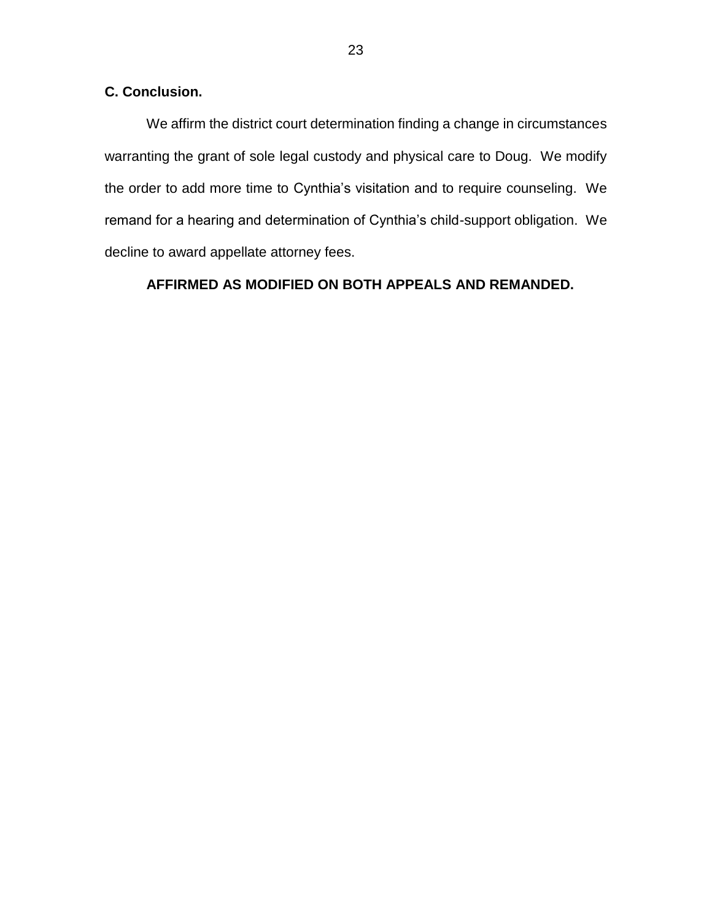### C. Conclusion.

We affirm the district court determination finding a change in circumstances warranting the grant of sole legal custody and physical care to Doug. We modify the order to add more time to Cynthia's visitation and to require counseling. We remand for a hearing and determination of Cynthia's child-support obligation. We decline to award appellate attorney fees.

**AFFIRMED AS MODIFIED ON BOTH APPEALS AND REMANDED.**